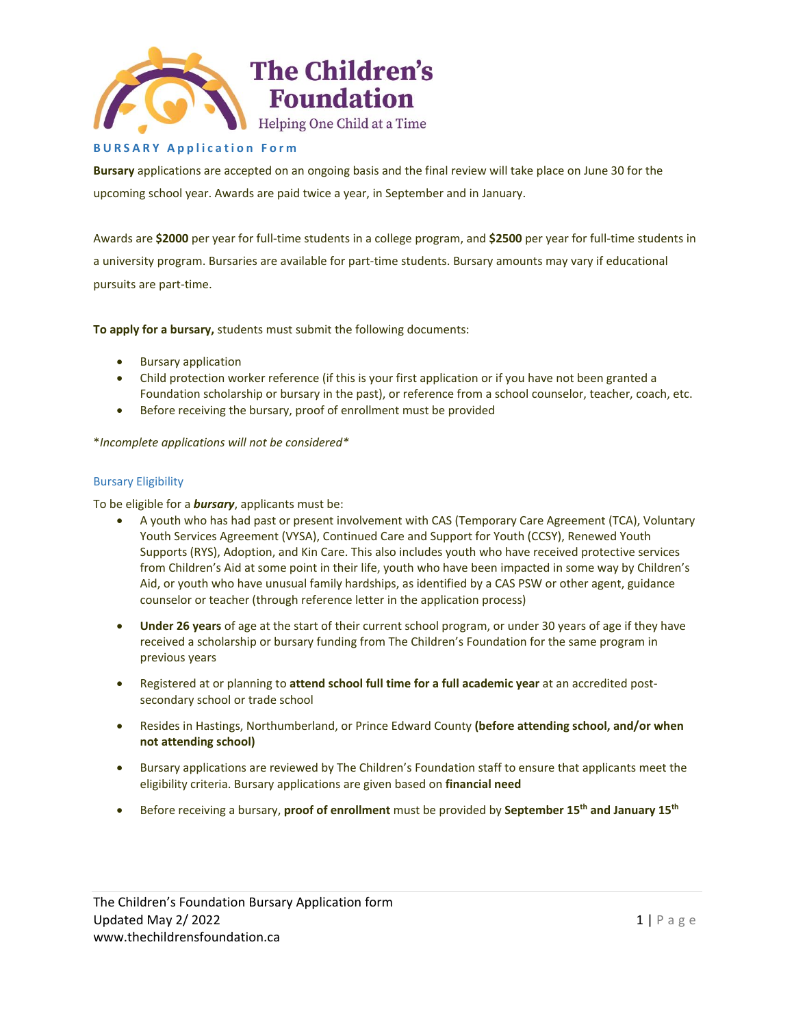# The Children's Foundation

Helping One Child at a Time

## BURSARY Application Form

**Bursary** applications are accepted on an ongoing basis and the final review will take place on June 30 for the upcoming school year. Awards are paid twice a year, in September and in January.

Awards are **$2000** per year for full-time students in a college program, and **$2500** per year for full-time students in a university program. Bursaries are available for part-time students. Bursary amounts may vary if educational pursuits are part-time.

**To apply for a bursary,** students must submit the following documents:

- Bursary application
- Child protection worker reference (if this is your first application or if you have not been granted a Foundation scholarship or bursary in the past), or reference from a school counselor, teacher, coach, etc.
- Before receiving the bursary, proof of enrollment must be provided

*\*Incomplete applications will not be considered\**

### Bursary Eligibility

To be eligible for a ***bursary***, applicants must be:

- A youth who has had past or present involvement with CAS (Temporary Care Agreement (TCA), Voluntary Youth Services Agreement (VYSA), Continued Care and Support for Youth (CCSY), Renewed Youth Supports (RYS), Adoption, and Kin Care. This also includes youth who have received protective services from Children's Aid at some point in their life, youth who have been impacted in some way by Children's Aid, or youth who have unusual family hardships, as identified by a CAS PSW or other agent, guidance counselor or teacher (through reference letter in the application process)
- **Under 26 years** of age at the start of their current school program, or under 30 years of age if they have received a scholarship or bursary funding from The Children's Foundation for the same program in previous years
- Registered at or planning to **attend school full time for a full academic year** at an accredited post-secondary school or trade school
- Resides in Hastings, Northumberland, or Prince Edward County **(before attending school, and/or when not attending school)**
- Bursary applications are reviewed by The Children's Foundation staff to ensure that applicants meet the eligibility criteria. Bursary applications are given based on **financial need**
- Before receiving a bursary, **proof of enrollment** must be provided by **September 15th and January 15th**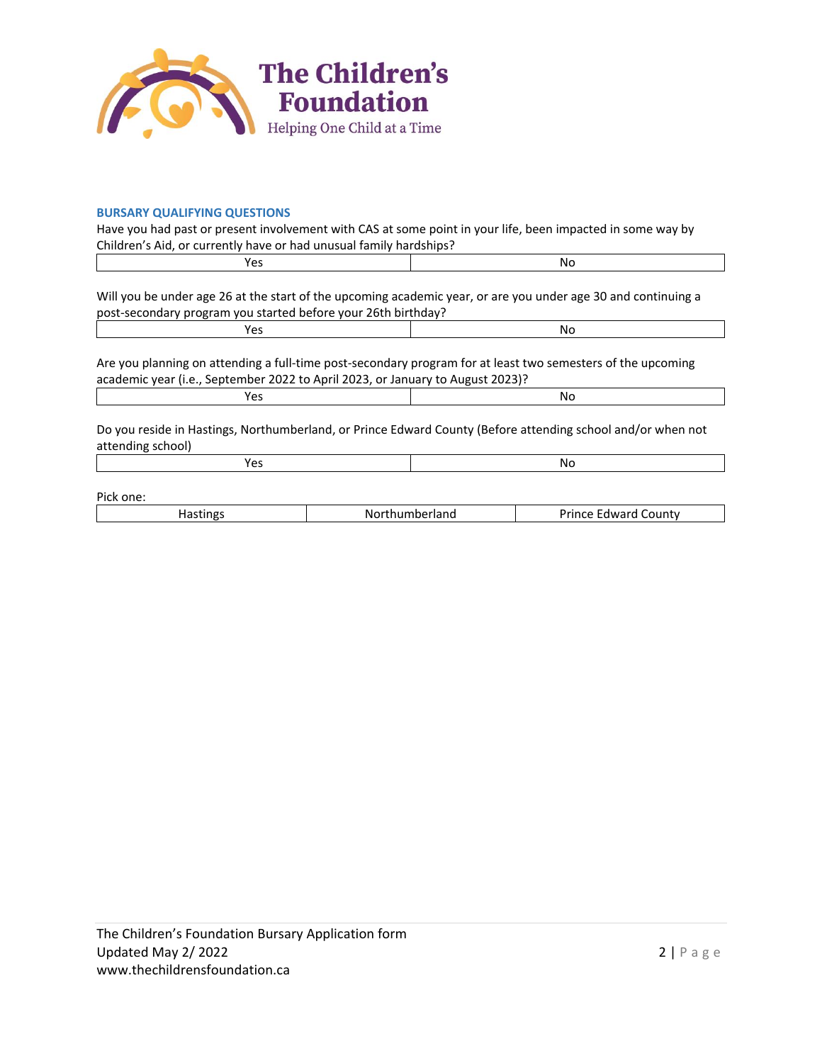**The Children's Foundation**
Helping One Child at a Time

### BURSARY QUALIFYING QUESTIONS

Have you had past or present involvement with CAS at some point in your life, been impacted in some way by Children's Aid, or currently have or had unusual family hardships?

| Yes | No |
|---|---|

Will you be under age 26 at the start of the upcoming academic year, or are you under age 30 and continuing a post-secondary program you started before your 26th birthday?

| Yes | No |
|---|---|

Are you planning on attending a full-time post-secondary program for at least two semesters of the upcoming academic year (i.e., September 2022 to April 2023, or January to August 2023)?

| Yes | No |
|---|---|

Do you reside in Hastings, Northumberland, or Prince Edward County (Before attending school and/or when not attending school)

| Yes | No |
|---|---|

Pick one:

| Hastings | Northumberland | Prince Edward County |
|---|---|---|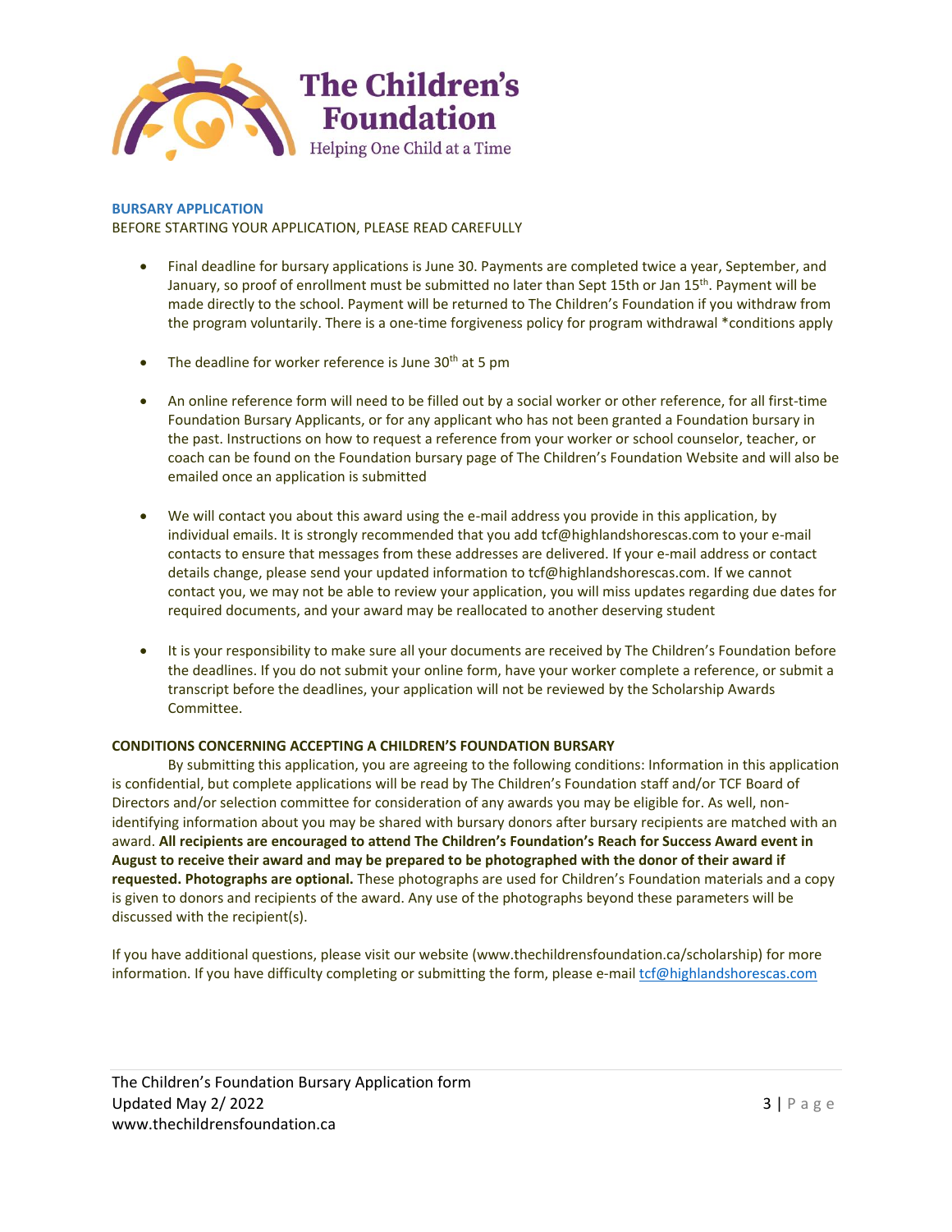The Children's Foundation
Helping One Child at a Time

## BURSARY APPLICATION

BEFORE STARTING YOUR APPLICATION, PLEASE READ CAREFULLY

- Final deadline for bursary applications is June 30. Payments are completed twice a year, September, and January, so proof of enrollment must be submitted no later than Sept 15th or Jan 15th. Payment will be made directly to the school. Payment will be returned to The Children's Foundation if you withdraw from the program voluntarily. There is a one-time forgiveness policy for program withdrawal *conditions apply

- The deadline for worker reference is June 30th at 5 pm

- An online reference form will need to be filled out by a social worker or other reference, for all first-time Foundation Bursary Applicants, or for any applicant who has not been granted a Foundation bursary in the past. Instructions on how to request a reference from your worker or school counselor, teacher, or coach can be found on the Foundation bursary page of The Children's Foundation Website and will also be emailed once an application is submitted

- We will contact you about this award using the e-mail address you provide in this application, by individual emails. It is strongly recommended that you add tcf@highlandshorescas.com to your e-mail contacts to ensure that messages from these addresses are delivered. If your e-mail address or contact details change, please send your updated information to tcf@highlandshorescas.com. If we cannot contact you, we may not be able to review your application, you will miss updates regarding due dates for required documents, and your award may be reallocated to another deserving student

- It is your responsibility to make sure all your documents are received by The Children's Foundation before the deadlines. If you do not submit your online form, have your worker complete a reference, or submit a transcript before the deadlines, your application will not be reviewed by the Scholarship Awards Committee.

**CONDITIONS CONCERNING ACCEPTING A CHILDREN'S FOUNDATION BURSARY**

By submitting this application, you are agreeing to the following conditions: Information in this application is confidential, but complete applications will be read by The Children's Foundation staff and/or TCF Board of Directors and/or selection committee for consideration of any awards you may be eligible for. As well, non-identifying information about you may be shared with bursary donors after bursary recipients are matched with an award. **All recipients are encouraged to attend The Children's Foundation's Reach for Success Award event in August to receive their award and may be prepared to be photographed with the donor of their award if requested. Photographs are optional.** These photographs are used for Children's Foundation materials and a copy is given to donors and recipients of the award. Any use of the photographs beyond these parameters will be discussed with the recipient(s).

If you have additional questions, please visit our website (www.thechildrensfoundation.ca/scholarship) for more information. If you have difficulty completing or submitting the form, please e-mail tcf@highlandshorescas.com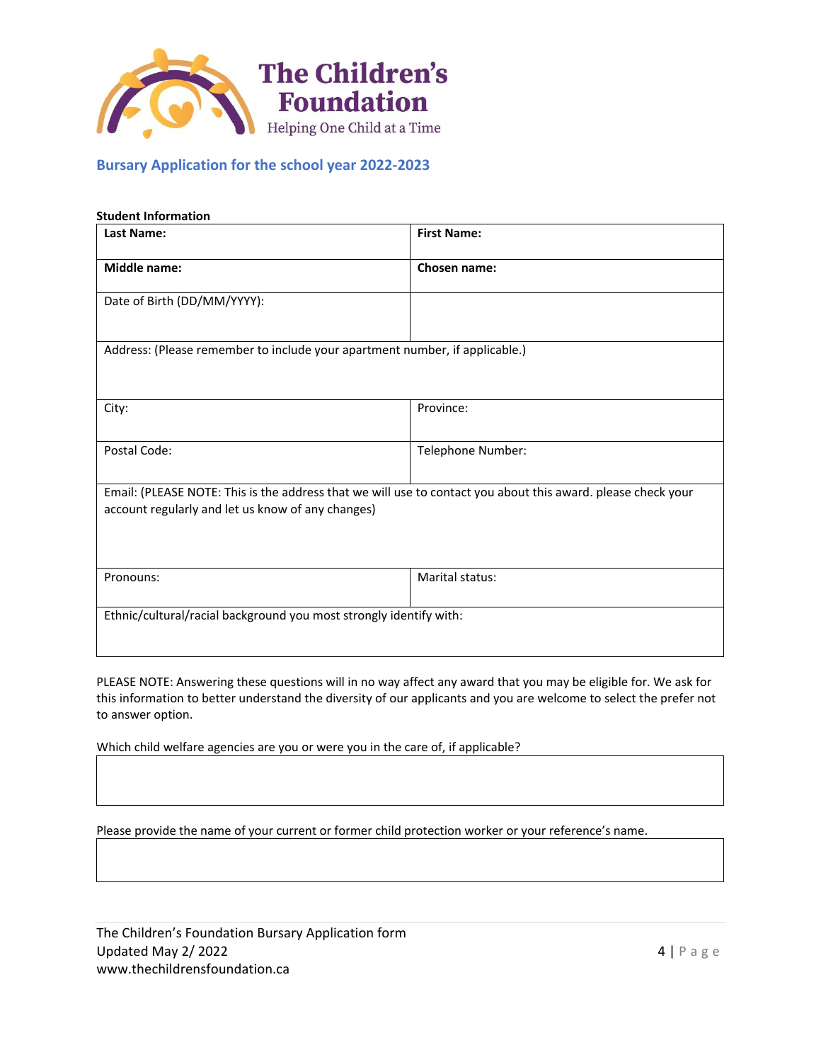The Children's Foundation

Helping One Child at a Time

## Bursary Application for the school year 2022-2023

**Student Information**

| **Last Name:** | **First Name:** |
|---|---|
| **Middle name:** | **Chosen name:** |
| Date of Birth (DD/MM/YYYY): | |
| Address: (Please remember to include your apartment number, if applicable.) | |
| City: | Province: |
| Postal Code: | Telephone Number: |
| Email: (PLEASE NOTE: This is the address that we will use to contact you about this award. please check your account regularly and let us know of any changes) | |
| Pronouns: | Marital status: |
| Ethnic/cultural/racial background you most strongly identify with: | |

PLEASE NOTE: Answering these questions will in no way affect any award that you may be eligible for. We ask for this information to better understand the diversity of our applicants and you are welcome to select the prefer not to answer option.

Which child welfare agencies are you or were you in the care of, if applicable?

| |
|---|
| |

Please provide the name of your current or former child protection worker or your reference's name.

| |
|---|
| |

The Children's Foundation Bursary Application form
Updated May 2/ 2022
www.thechildrensfoundation.ca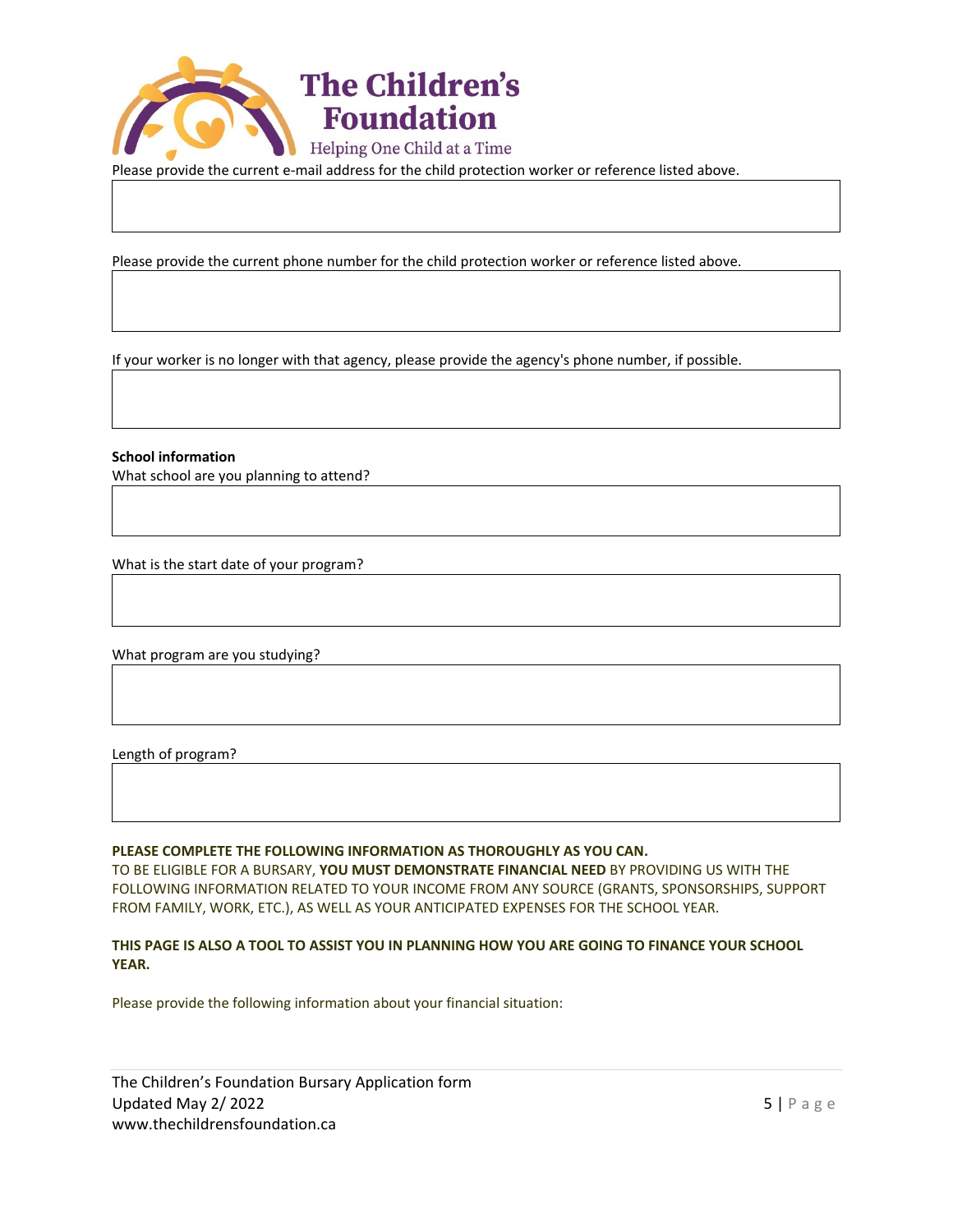Please provide the current e-mail address for the child protection worker or reference listed above.

Please provide the current phone number for the child protection worker or reference listed above.

If your worker is no longer with that agency, please provide the agency's phone number, if possible.

**School information**

What school are you planning to attend?

What is the start date of your program?

What program are you studying?

Length of program?

**PLEASE COMPLETE THE FOLLOWING INFORMATION AS THOROUGHLY AS YOU CAN.**

TO BE ELIGIBLE FOR A BURSARY, **YOU MUST DEMONSTRATE FINANCIAL NEED** BY PROVIDING US WITH THE FOLLOWING INFORMATION RELATED TO YOUR INCOME FROM ANY SOURCE (GRANTS, SPONSORSHIPS, SUPPORT FROM FAMILY, WORK, ETC.), AS WELL AS YOUR ANTICIPATED EXPENSES FOR THE SCHOOL YEAR.

**THIS PAGE IS ALSO A TOOL TO ASSIST YOU IN PLANNING HOW YOU ARE GOING TO FINANCE YOUR SCHOOL YEAR.**

Please provide the following information about your financial situation: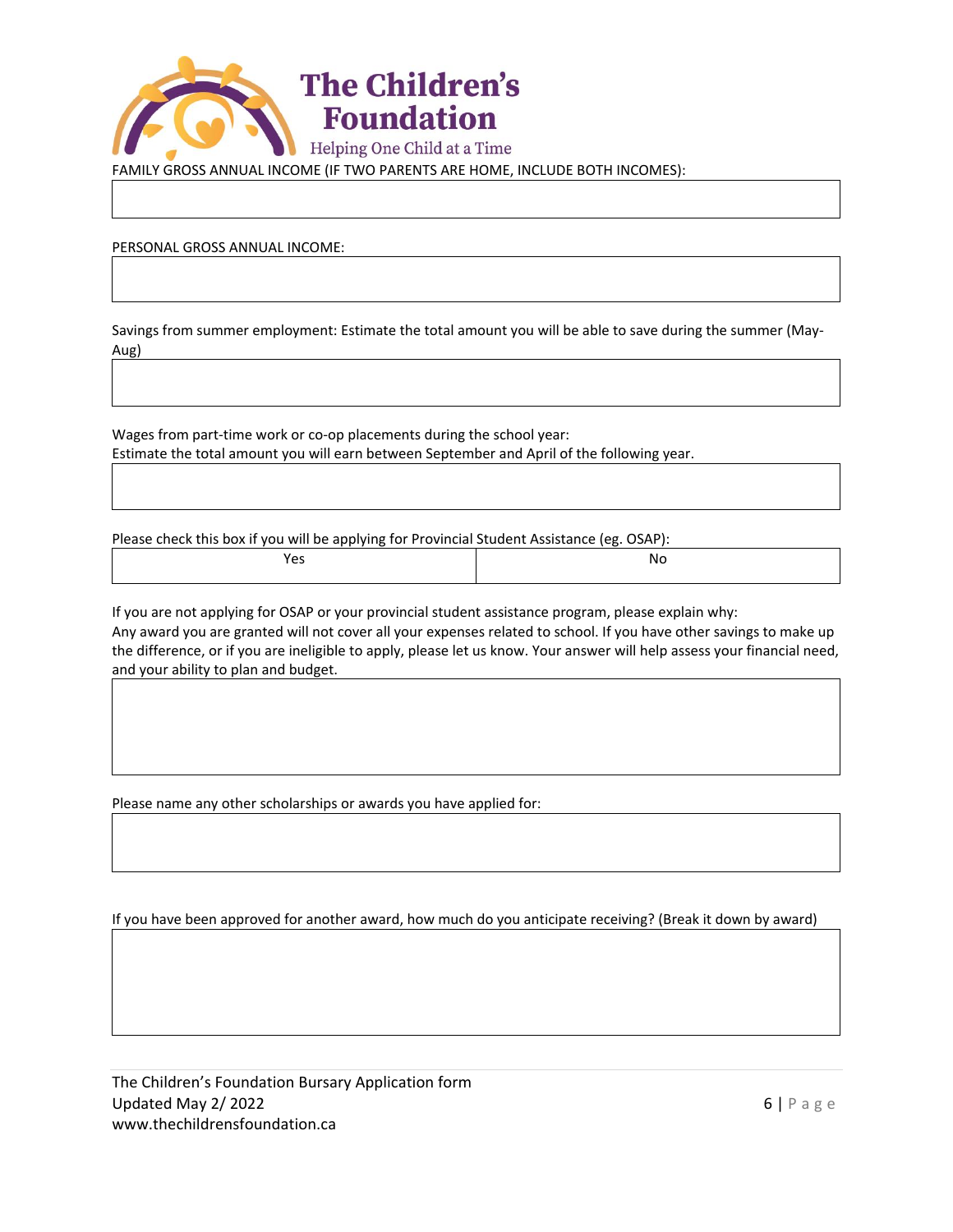FAMILY GROSS ANNUAL INCOME (IF TWO PARENTS ARE HOME, INCLUDE BOTH INCOMES):

| |
|---|
| |

PERSONAL GROSS ANNUAL INCOME:

| |
|---|
| |

Savings from summer employment: Estimate the total amount you will be able to save during the summer (May-Aug)

| |
|---|
| |

Wages from part-time work or co-op placements during the school year:
Estimate the total amount you will earn between September and April of the following year.

| |
|---|
| |

Please check this box if you will be applying for Provincial Student Assistance (eg. OSAP):

| Yes | No |
|---|---|
| | |

If you are not applying for OSAP or your provincial student assistance program, please explain why:
Any award you are granted will not cover all your expenses related to school. If you have other savings to make up the difference, or if you are ineligible to apply, please let us know. Your answer will help assess your financial need, and your ability to plan and budget.

| |
|---|
| |

Please name any other scholarships or awards you have applied for:

| |
|---|
| |

If you have been approved for another award, how much do you anticipate receiving? (Break it down by award)

| |
|---|
| |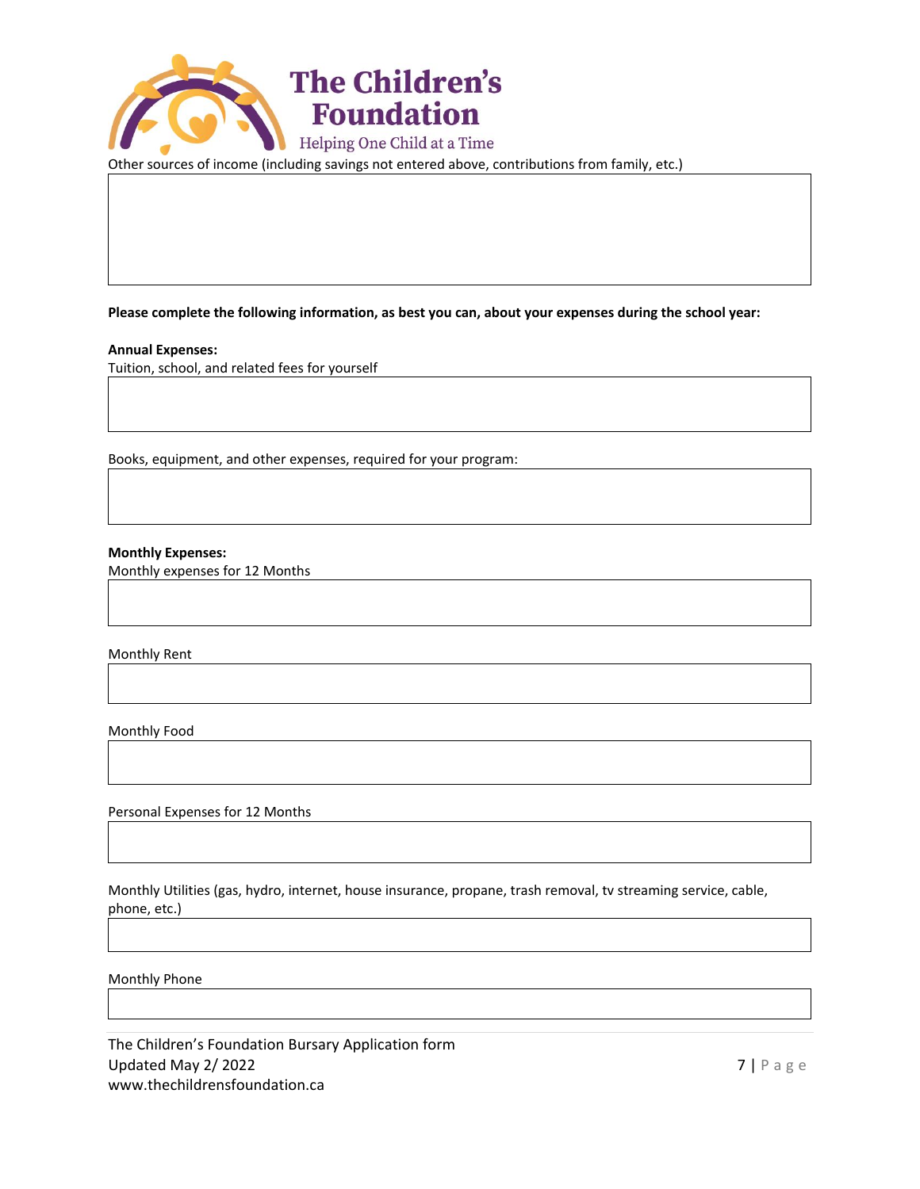Other sources of income (including savings not entered above, contributions from family, etc.)

**Please complete the following information, as best you can, about your expenses during the school year:**

**Annual Expenses:**

Tuition, school, and related fees for yourself

Books, equipment, and other expenses, required for your program:

**Monthly Expenses:**

Monthly expenses for 12 Months

Monthly Rent

Monthly Food

Personal Expenses for 12 Months

Monthly Utilities (gas, hydro, internet, house insurance, propane, trash removal, tv streaming service, cable, phone, etc.)

Monthly Phone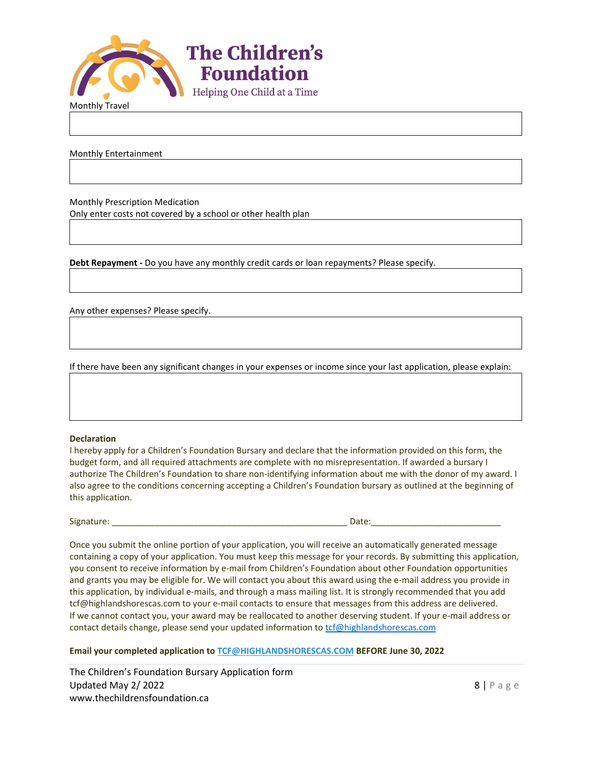Monthly Travel

Monthly Entertainment

Monthly Prescription Medication
Only enter costs not covered by a school or other health plan

**Debt Repayment -** Do you have any monthly credit cards or loan repayments? Please specify.

Any other expenses? Please specify.

If there have been any significant changes in your expenses or income since your last application, please explain:

**Declaration**

I hereby apply for a Children's Foundation Bursary and declare that the information provided on this form, the budget form, and all required attachments are complete with no misrepresentation. If awarded a bursary I authorize The Children's Foundation to share non-identifying information about me with the donor of my award. I also agree to the conditions concerning accepting a Children's Foundation bursary as outlined at the beginning of this application.

Signature: _______________________________________________ Date:__________________________

Once you submit the online portion of your application, you will receive an automatically generated message containing a copy of your application. You must keep this message for your records. By submitting this application, you consent to receive information by e-mail from Children's Foundation about other Foundation opportunities and grants you may be eligible for. We will contact you about this award using the e-mail address you provide in this application, by individual e-mails, and through a mass mailing list. It is strongly recommended that you add tcf@highlandshorescas.com to your e-mail contacts to ensure that messages from this address are delivered. If we cannot contact you, your award may be reallocated to another deserving student. If your e-mail address or contact details change, please send your updated information to tcf@highlandshorescas.com

**Email your completed application to TCF@HIGHLANDSHORESCAS.COM BEFORE June 30, 2022**

The Children's Foundation Bursary Application form
Updated May 2/ 2022
www.thechildrensfoundation.ca